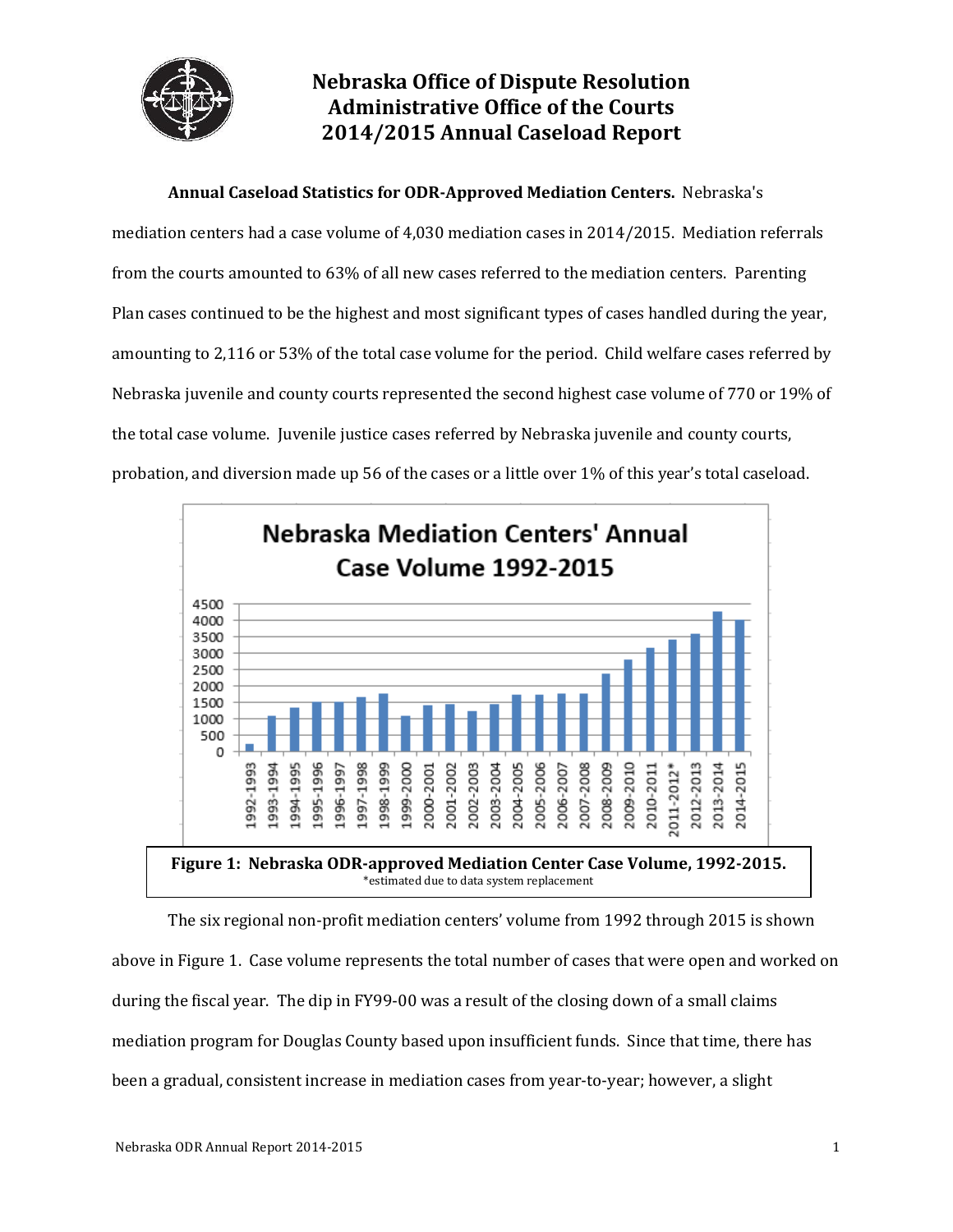# Nebraska Office of Dispute Resolution
# Administrative Office of the Courts
# 2014/2015 Annual Caseload Report

**Annual Caseload Statistics for ODR-Approved Mediation Centers.** Nebraska's mediation centers had a case volume of 4,030 mediation cases in 2014/2015. Mediation referrals from the courts amounted to 63% of all new cases referred to the mediation centers. Parenting Plan cases continued to be the highest and most significant types of cases handled during the year, amounting to 2,116 or 53% of the total case volume for the period. Child welfare cases referred by Nebraska juvenile and county courts represented the second highest case volume of 770 or 19% of the total case volume. Juvenile justice cases referred by Nebraska juvenile and county courts, probation, and diversion made up 56 of the cases or a little over 1% of this year's total caseload.

**Figure 1: Nebraska ODR-approved Mediation Center Case Volume, 1992-2015.**
*estimated due to data system replacement

The six regional non-profit mediation centers' volume from 1992 through 2015 is shown above in Figure 1. Case volume represents the total number of cases that were open and worked on during the fiscal year. The dip in FY99-00 was a result of the closing down of a small claims mediation program for Douglas County based upon insufficient funds. Since that time, there has been a gradual, consistent increase in mediation cases from year-to-year; however, a slight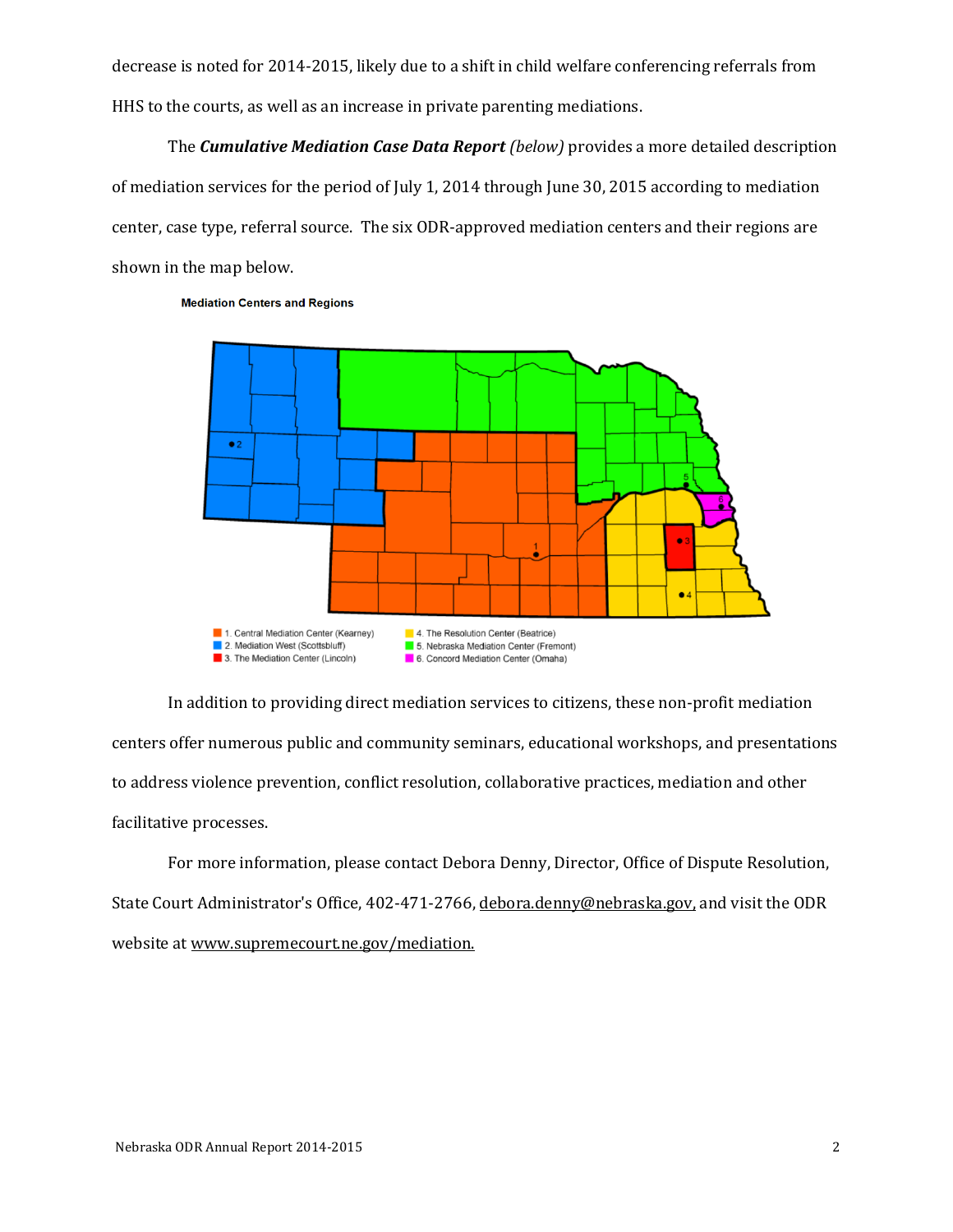decrease is noted for 2014-2015, likely due to a shift in child welfare conferencing referrals from HHS to the courts, as well as an increase in private parenting mediations.

The ***Cumulative Mediation Case Data Report*** *(below)* provides a more detailed description of mediation services for the period of July 1, 2014 through June 30, 2015 according to mediation center, case type, referral source. The six ODR-approved mediation centers and their regions are shown in the map below.

**Mediation Centers and Regions**

1. Central Mediation Center (Kearney)
2. Mediation West (Scottsbluff)
3. The Mediation Center (Lincoln)
4. The Resolution Center (Beatrice)
5. Nebraska Mediation Center (Fremont)
6. Concord Mediation Center (Omaha)

In addition to providing direct mediation services to citizens, these non-profit mediation centers offer numerous public and community seminars, educational workshops, and presentations to address violence prevention, conflict resolution, collaborative practices, mediation and other facilitative processes.

For more information, please contact Debora Denny, Director, Office of Dispute Resolution, State Court Administrator's Office, 402-471-2766, debora.denny@nebraska.gov, and visit the ODR website at www.supremecourt.ne.gov/mediation.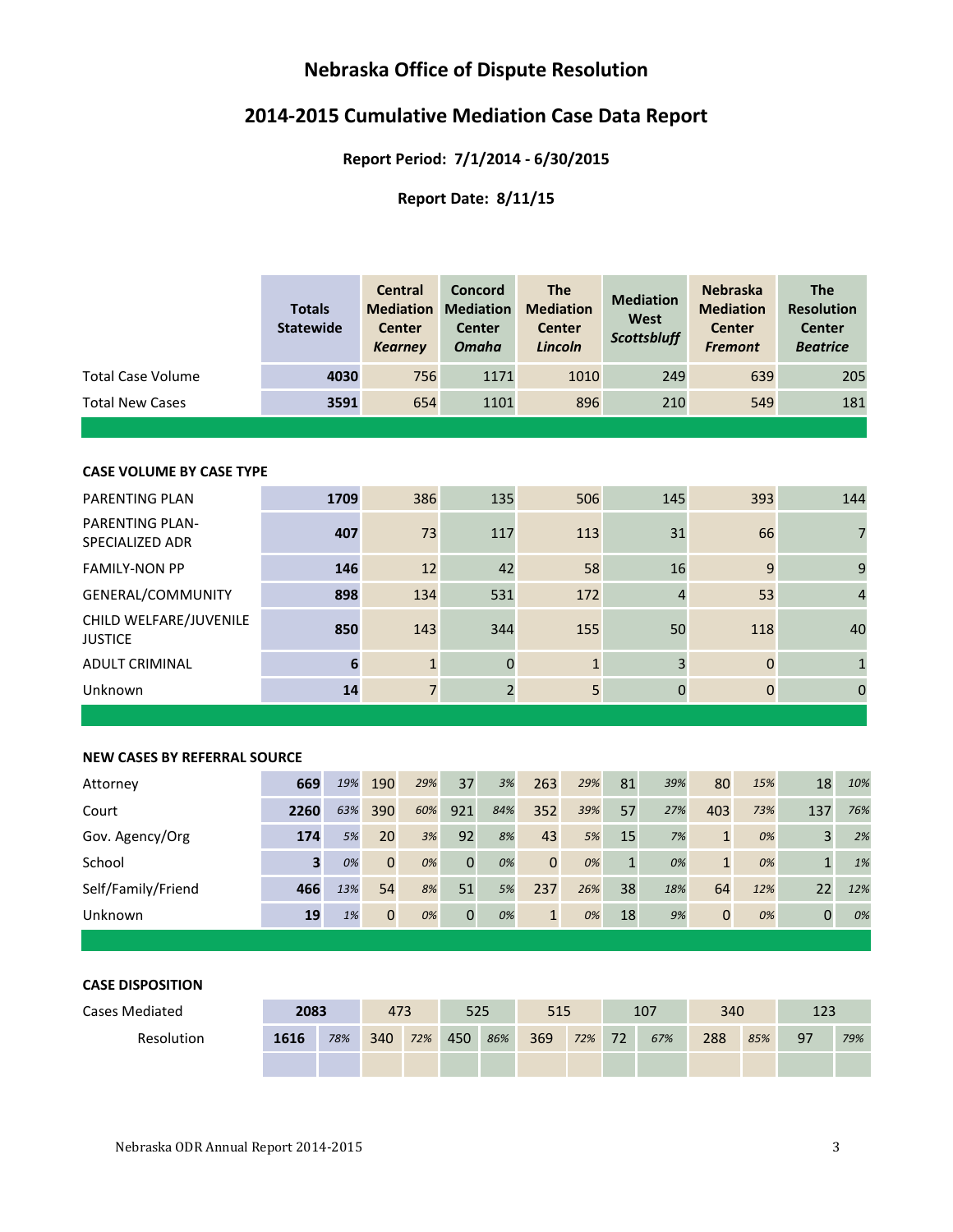# Nebraska Office of Dispute Resolution

## 2014-2015 Cumulative Mediation Case Data Report

**Report Period: 7/1/2014 - 6/30/2015**

**Report Date: 8/11/15**

| | Totals Statewide | Central Mediation Center *Kearney* | Concord Mediation Center *Omaha* | The Mediation Center *Lincoln* | Mediation West *Scottsbluff* | Nebraska Mediation Center *Fremont* | The Resolution Center *Beatrice* |
|---|---|---|---|---|---|---|---|
| Total Case Volume | 4030 | 756 | 1171 | 1010 | 249 | 639 | 205 |
| Total New Cases | 3591 | 654 | 1101 | 896 | 210 | 549 | 181 |

**CASE VOLUME BY CASE TYPE**

| | Totals Statewide | Central Mediation Center *Kearney* | Concord Mediation Center *Omaha* | The Mediation Center *Lincoln* | Mediation West *Scottsbluff* | Nebraska Mediation Center *Fremont* | The Resolution Center *Beatrice* |
|---|---|---|---|---|---|---|---|
| PARENTING PLAN | 1709 | 386 | 135 | 506 | 145 | 393 | 144 |
| PARENTING PLAN-SPECIALIZED ADR | 407 | 73 | 117 | 113 | 31 | 66 | 7 |
| FAMILY-NON PP | 146 | 12 | 42 | 58 | 16 | 9 | 9 |
| GENERAL/COMMUNITY | 898 | 134 | 531 | 172 | 4 | 53 | 4 |
| CHILD WELFARE/JUVENILE JUSTICE | 850 | 143 | 344 | 155 | 50 | 118 | 40 |
| ADULT CRIMINAL | 6 | 1 | 0 | 1 | 3 | 0 | 1 |
| Unknown | 14 | 7 | 2 | 5 | 0 | 0 | 0 |

**NEW CASES BY REFERRAL SOURCE**

| | Totals Statewide | | Central Mediation Center *Kearney* | | Concord Mediation Center *Omaha* | | The Mediation Center *Lincoln* | | Mediation West *Scottsbluff* | | Nebraska Mediation Center *Fremont* | | The Resolution Center *Beatrice* | |
|---|---|---|---|---|---|---|---|---|---|---|---|---|---|---|
| Attorney | 669 | *19%* | 190 | *29%* | 37 | *3%* | 263 | *29%* | 81 | *39%* | 80 | *15%* | 18 | *10%* |
| Court | 2260 | *63%* | 390 | *60%* | 921 | *84%* | 352 | *39%* | 57 | *27%* | 403 | *73%* | 137 | *76%* |
| Gov. Agency/Org | 174 | *5%* | 20 | *3%* | 92 | *8%* | 43 | *5%* | 15 | *7%* | 1 | *0%* | 3 | *2%* |
| School | 3 | *0%* | 0 | *0%* | 0 | *0%* | 0 | *0%* | 1 | *0%* | 1 | *0%* | 1 | *1%* |
| Self/Family/Friend | 466 | *13%* | 54 | *8%* | 51 | *5%* | 237 | *26%* | 38 | *18%* | 64 | *12%* | 22 | *12%* |
| Unknown | 19 | *1%* | 0 | *0%* | 0 | *0%* | 1 | *0%* | 18 | *9%* | 0 | *0%* | 0 | *0%* |

**CASE DISPOSITION**

| | Totals Statewide | | Central Mediation Center *Kearney* | | Concord Mediation Center *Omaha* | | The Mediation Center *Lincoln* | | Mediation West *Scottsbluff* | | Nebraska Mediation Center *Fremont* | | The Resolution Center *Beatrice* | |
|---|---|---|---|---|---|---|---|---|---|---|---|---|---|---|
| Cases Mediated | 2083 | | 473 | | 525 | | 515 | | 107 | | 340 | | 123 | |
| Resolution | 1616 | *78%* | 340 | *72%* | 450 | *86%* | 369 | *72%* | 72 | *67%* | 288 | *85%* | 97 | *79%* |